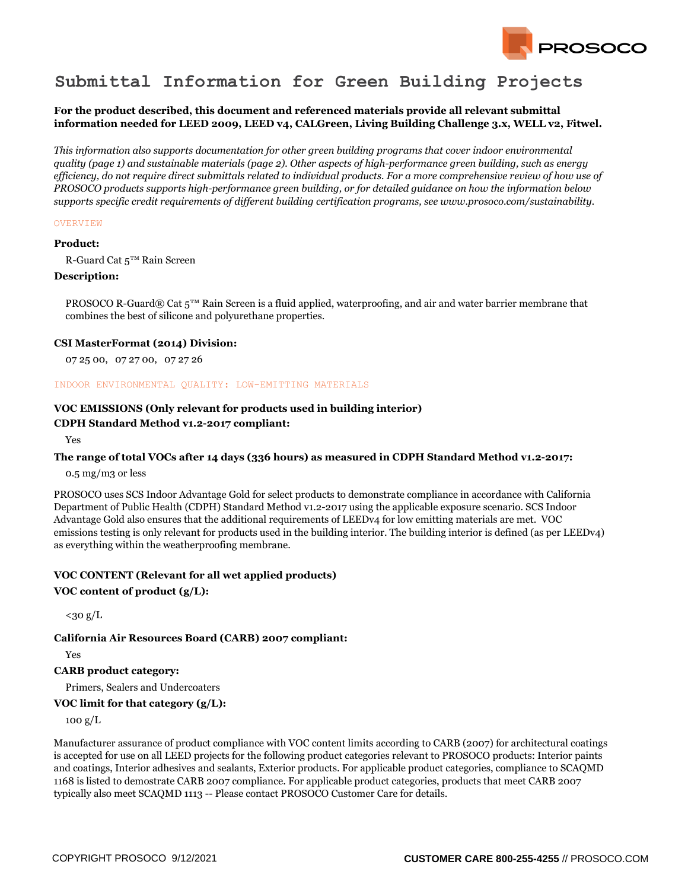# Submittal Information for Green Building Projects

**For the product described, this document and referenced materials provide all relevant submittal information needed for LEED 2009, LEED v4, CALGreen, Living Building Challenge 3.x, WELL v2, Fitwel.**

*This information also supports documentation for other green building programs that cover indoor environmental quality (page 1) and sustainable materials (page 2). Other aspects of high-performance green building, such as energy efficiency, do not require direct submittals related to individual products. For a more comprehensive review of how use of PROSOCO products supports high-performance green building, or for detailed guidance on how the information below supports specific credit requirements of different building certification programs, see www.prosoco.com/sustainability.*

## OVERVIEW

**Product:**

R-Guard Cat 5™ Rain Screen

**Description:**

PROSOCO R-Guard® Cat 5™ Rain Screen is a fluid applied, waterproofing, and air and water barrier membrane that combines the best of silicone and polyurethane properties.

**CSI MasterFormat (2014) Division:**

07 25 00, 07 27 00, 07 27 26

## INDOOR ENVIRONMENTAL QUALITY: LOW-EMITTING MATERIALS

**VOC EMISSIONS (Only relevant for products used in building interior)**

**CDPH Standard Method v1.2-2017 compliant:**

Yes

**The range of total VOCs after 14 days (336 hours) as measured in CDPH Standard Method v1.2-2017:**

0.5 mg/m3 or less

PROSOCO uses SCS Indoor Advantage Gold for select products to demonstrate compliance in accordance with California Department of Public Health (CDPH) Standard Method v1.2-2017 using the applicable exposure scenario. SCS Indoor Advantage Gold also ensures that the additional requirements of LEEDv4 for low emitting materials are met. VOC emissions testing is only relevant for products used in the building interior. The building interior is defined (as per LEEDv4) as everything within the weatherproofing membrane.

**VOC CONTENT (Relevant for all wet applied products)**

**VOC content of product (g/L):**

<30 g/L

**California Air Resources Board (CARB) 2007 compliant:**

Yes

**CARB product category:**

Primers, Sealers and Undercoaters

**VOC limit for that category (g/L):**

100 g/L

Manufacturer assurance of product compliance with VOC content limits according to CARB (2007) for architectural coatings is accepted for use on all LEED projects for the following product categories relevant to PROSOCO products: Interior paints and coatings, Interior adhesives and sealants, Exterior products. For applicable product categories, compliance to SCAQMD 1168 is listed to demostrate CARB 2007 compliance. For applicable product categories, products that meet CARB 2007 typically also meet SCAQMD 1113 -- Please contact PROSOCO Customer Care for details.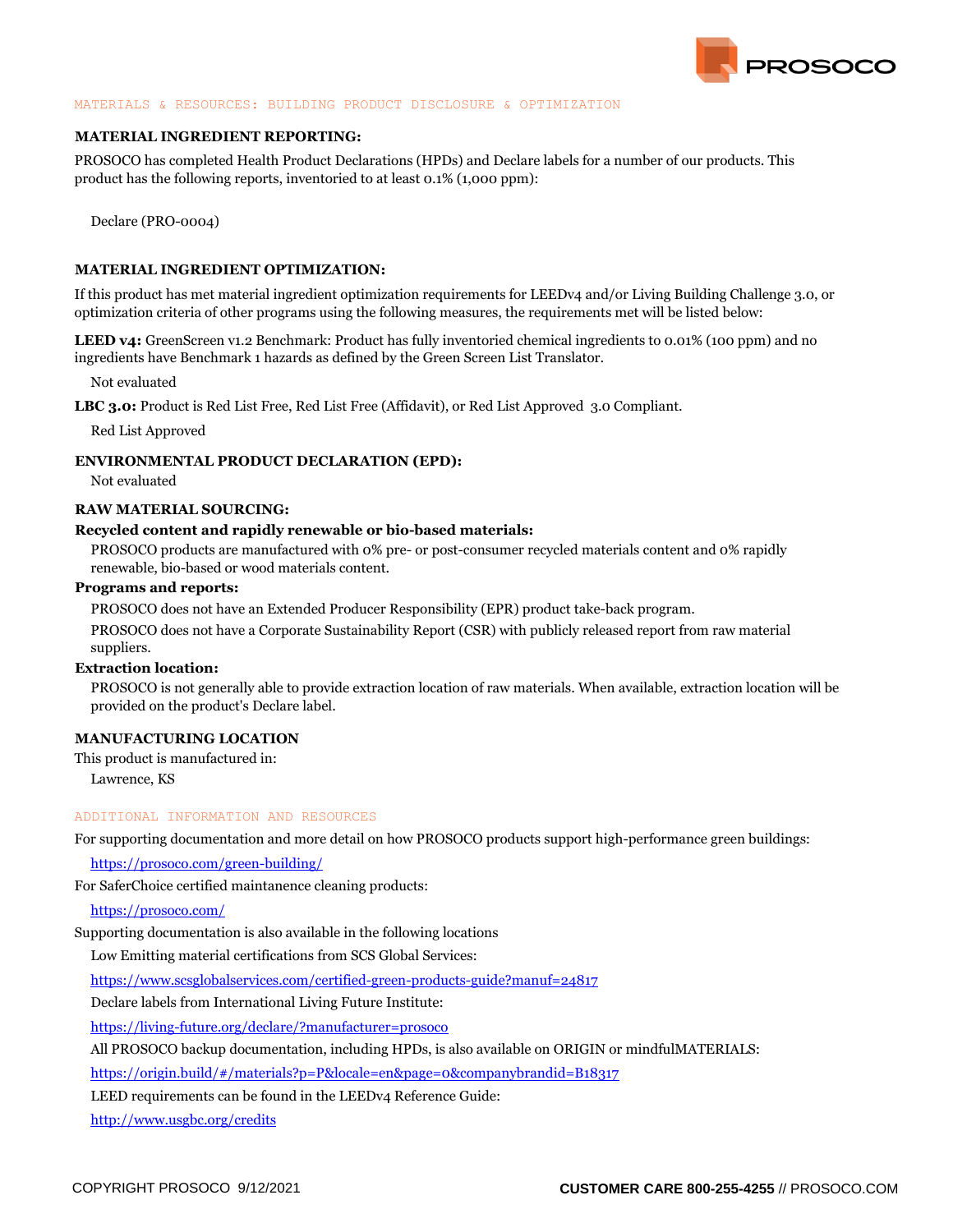## MATERIALS & RESOURCES: BUILDING PRODUCT DISCLOSURE & OPTIMIZATION

### MATERIAL INGREDIENT REPORTING:

PROSOCO has completed Health Product Declarations (HPDs) and Declare labels for a number of our products. This product has the following reports, inventoried to at least 0.1% (1,000 ppm):

Declare (PRO-0004)

### MATERIAL INGREDIENT OPTIMIZATION:

If this product has met material ingredient optimization requirements for LEEDv4 and/or Living Building Challenge 3.0, or optimization criteria of other programs using the following measures, the requirements met will be listed below:

**LEED v4:** GreenScreen v1.2 Benchmark: Product has fully inventoried chemical ingredients to 0.01% (100 ppm) and no ingredients have Benchmark 1 hazards as defined by the Green Screen List Translator.

Not evaluated

**LBC 3.0:** Product is Red List Free, Red List Free (Affidavit), or Red List Approved 3.0 Compliant.

Red List Approved

### ENVIRONMENTAL PRODUCT DECLARATION (EPD):

Not evaluated

### RAW MATERIAL SOURCING:

**Recycled content and rapidly renewable or bio-based materials:**

PROSOCO products are manufactured with 0% pre- or post-consumer recycled materials content and 0% rapidly renewable, bio-based or wood materials content.

**Programs and reports:**

PROSOCO does not have an Extended Producer Responsibility (EPR) product take-back program.

PROSOCO does not have a Corporate Sustainability Report (CSR) with publicly released report from raw material suppliers.

**Extraction location:**

PROSOCO is not generally able to provide extraction location of raw materials. When available, extraction location will be provided on the product's Declare label.

### MANUFACTURING LOCATION

This product is manufactured in:

Lawrence, KS

## ADDITIONAL INFORMATION AND RESOURCES

For supporting documentation and more detail on how PROSOCO products support high-performance green buildings:

https://prosoco.com/green-building/

For SaferChoice certified maintenance cleaning products:

https://prosoco.com/

Supporting documentation is also available in the following locations

Low Emitting material certifications from SCS Global Services:

https://www.scsglobalservices.com/certified-green-products-guide?manuf=24817

Declare labels from International Living Future Institute:

https://living-future.org/declare/?manufacturer=prosoco

All PROSOCO backup documentation, including HPDs, is also available on ORIGIN or mindfulMATERIALS:

https://origin.build/#/materials?p=P&locale=en&page=0&companybrandid=B18317

LEED requirements can be found in the LEEDv4 Reference Guide:

http://www.usgbc.org/credits

COPYRIGHT PROSOCO 9/12/2021

**CUSTOMER CARE 800-255-4255** // PROSOCO.COM